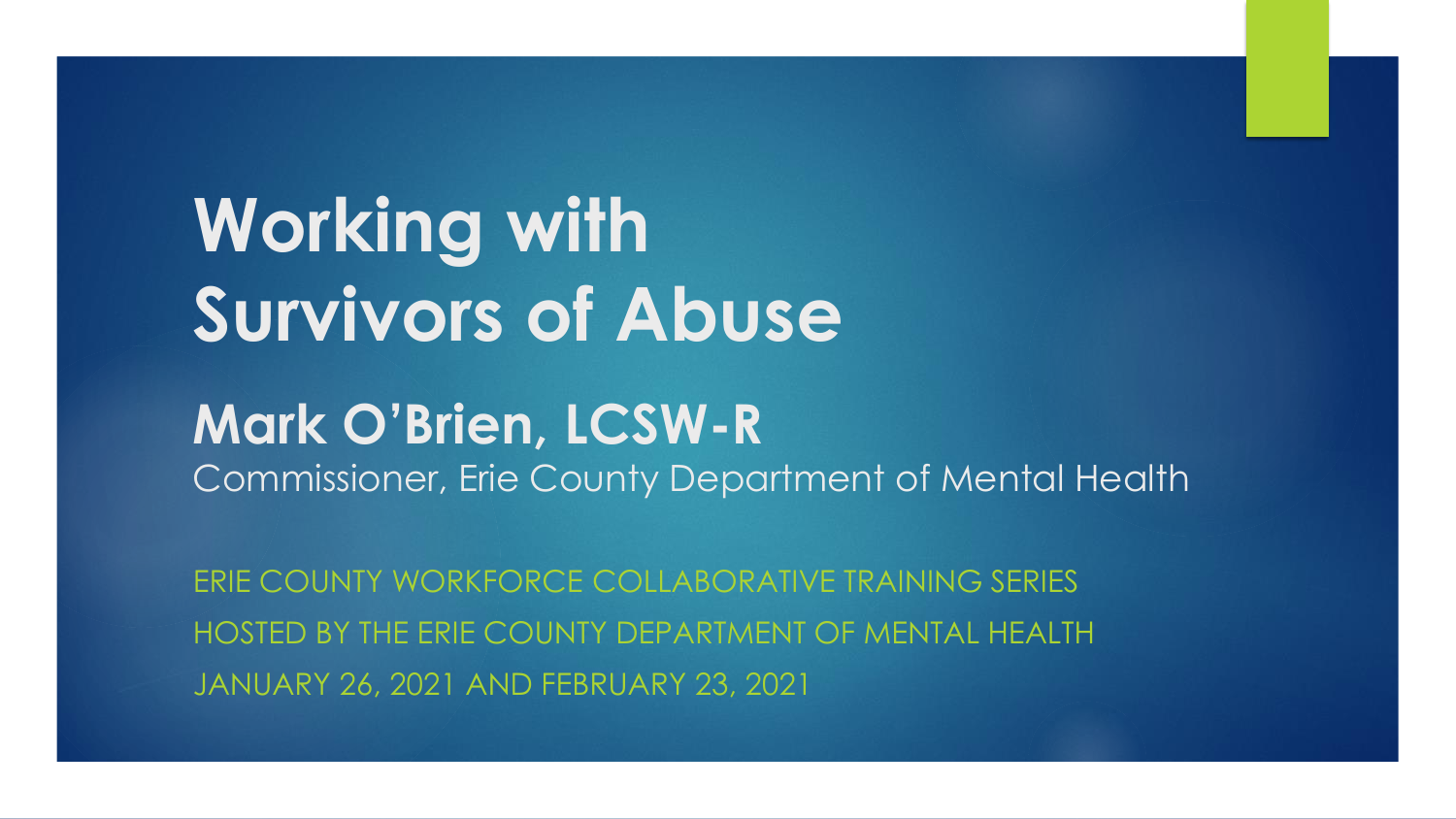# Working with Survivors of Abuse

## Mark O'Brien, LCSW-R

Commissioner, Erie County Department of Mental Health

ERIE COUNTY WORKFORCE COLLABORATIVE TRAINING SERIES

HOSTED BY THE ERIE COUNTY DEPARTMENT OF MENTAL HEALTH

JANUARY 26, 2021 AND FEBRUARY 23, 2021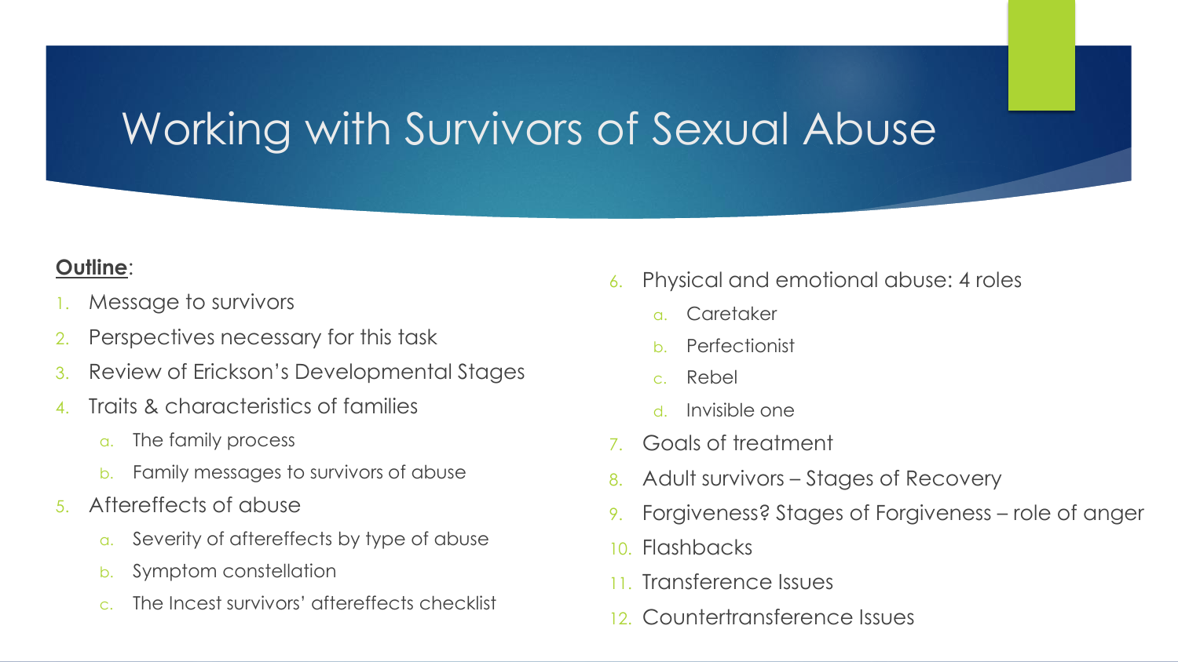# Working with Survivors of Sexual Abuse

**Outline**:

1. Message to survivors
2. Perspectives necessary for this task
3. Review of Erickson's Developmental Stages
4. Traits & characteristics of families
   a. The family process
   b. Family messages to survivors of abuse
5. Aftereffects of abuse
   a. Severity of aftereffects by type of abuse
   b. Symptom constellation
   c. The Incest survivors' aftereffects checklist
6. Physical and emotional abuse: 4 roles
   a. Caretaker
   b. Perfectionist
   c. Rebel
   d. Invisible one
7. Goals of treatment
8. Adult survivors – Stages of Recovery
9. Forgiveness? Stages of Forgiveness – role of anger
10. Flashbacks
11. Transference Issues
12. Countertransference Issues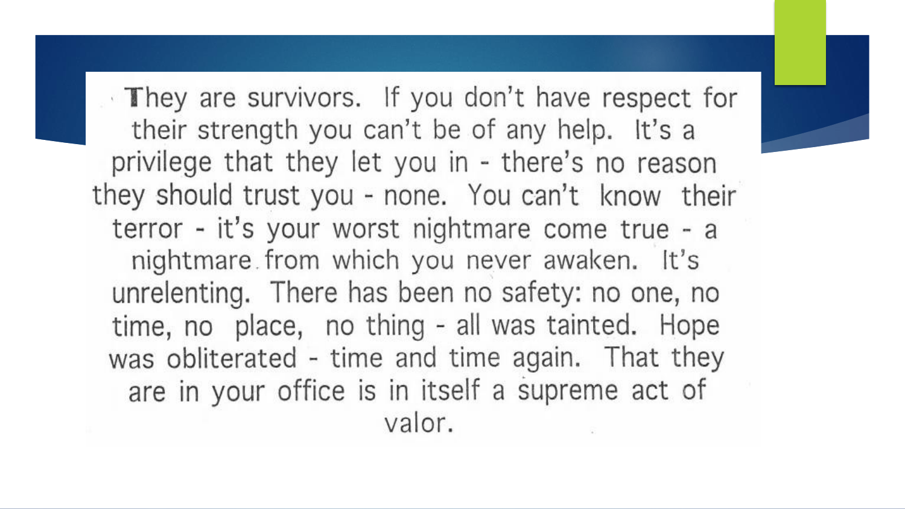They are survivors. If you don't have respect for their strength you can't be of any help. It's a privilege that they let you in - there's no reason they should trust you - none. You can't know their terror - it's your worst nightmare come true - a nightmare from which you never awaken. It's unrelenting. There has been no safety: no one, no time, no place, no thing - all was tainted. Hope was obliterated - time and time again. That they are in your office is in itself a supreme act of valor.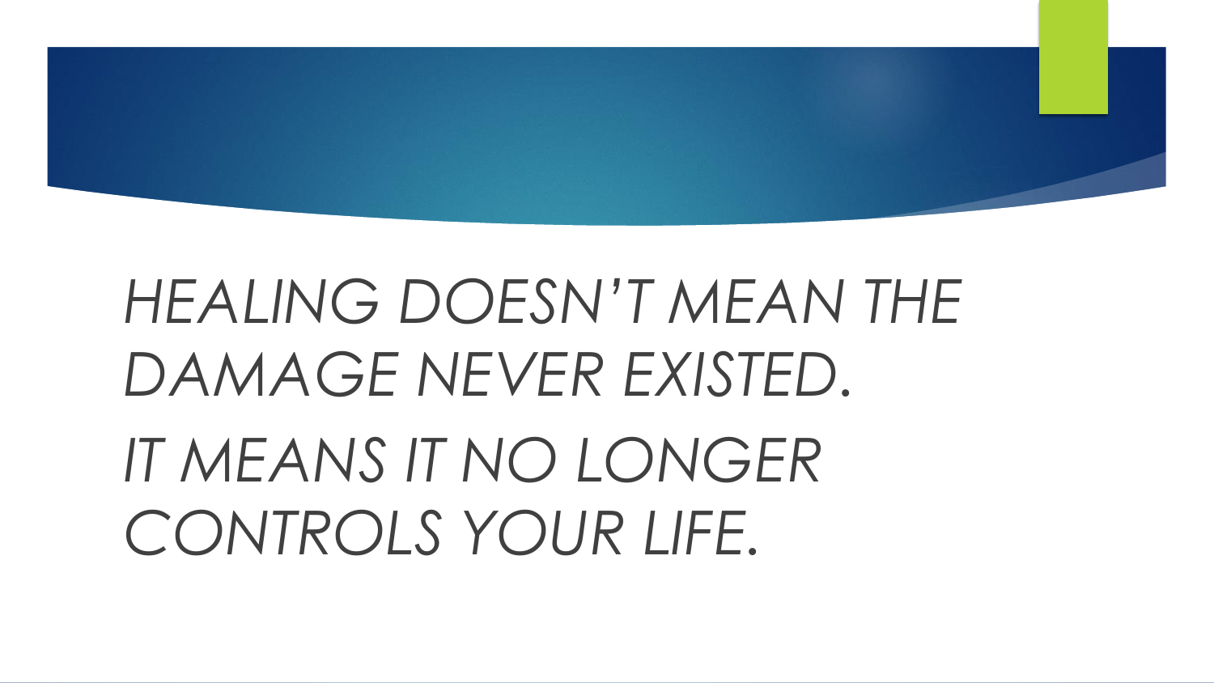*HEALING DOESN'T MEAN THE DAMAGE NEVER EXISTED.*

*IT MEANS IT NO LONGER CONTROLS YOUR LIFE.*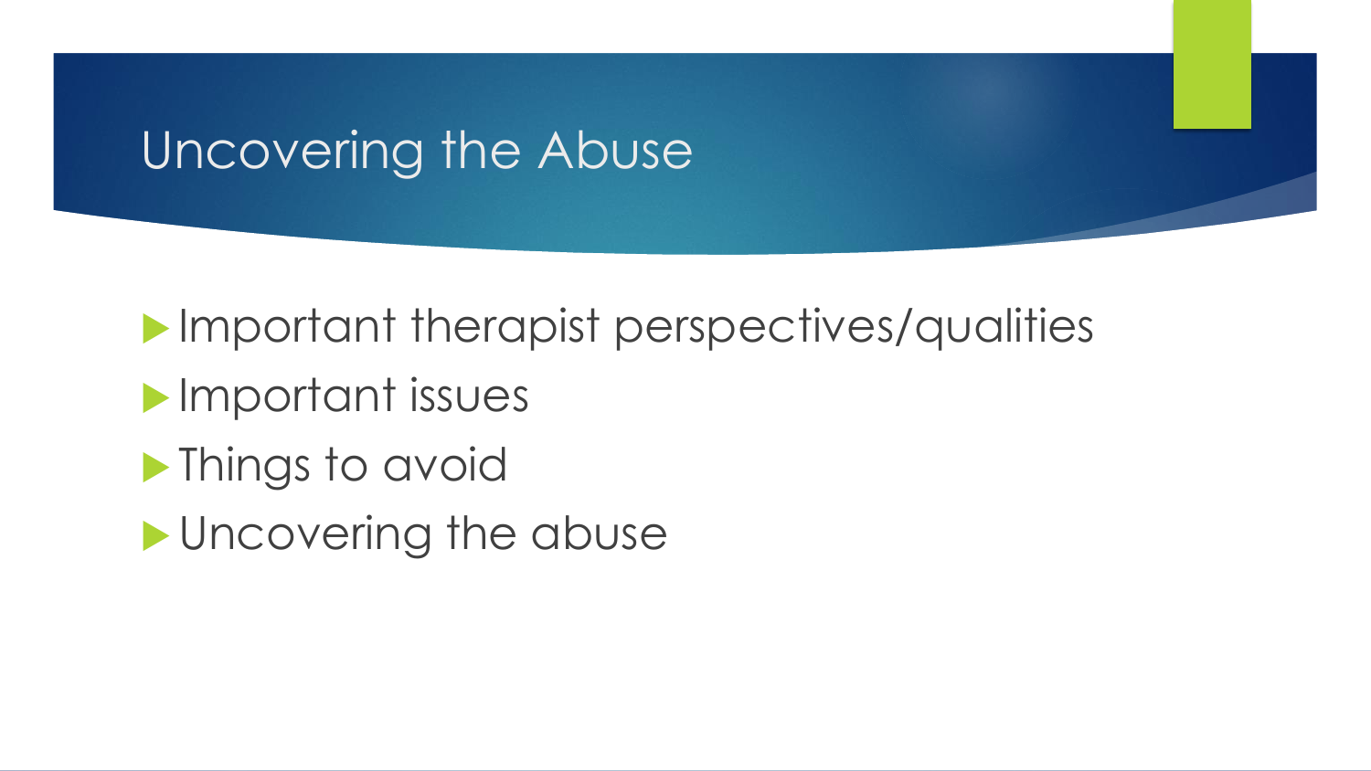# Uncovering the Abuse

- Important therapist perspectives/qualities
- Important issues
- Things to avoid
- Uncovering the abuse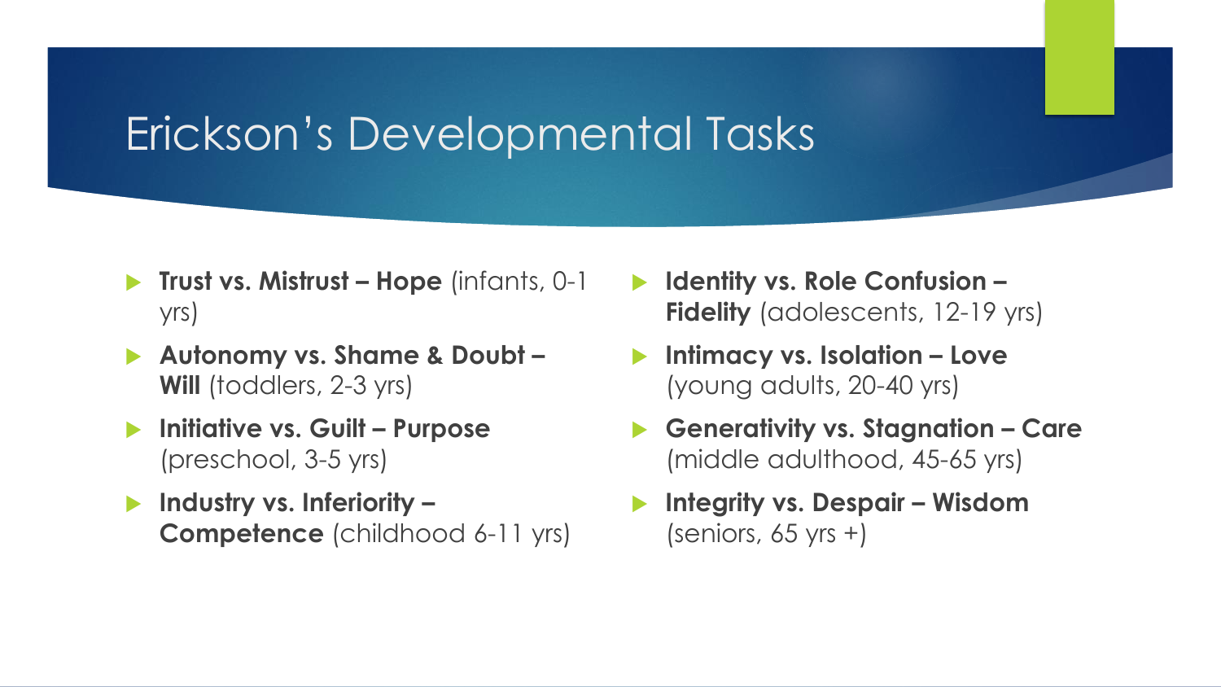# Erickson's Developmental Tasks

- **Trust vs. Mistrust – Hope** (infants, 0-1 yrs)
- **Autonomy vs. Shame & Doubt – Will** (toddlers, 2-3 yrs)
- **Initiative vs. Guilt – Purpose** (preschool, 3-5 yrs)
- **Industry vs. Inferiority – Competence** (childhood 6-11 yrs)
- **Identity vs. Role Confusion – Fidelity** (adolescents, 12-19 yrs)
- **Intimacy vs. Isolation – Love** (young adults, 20-40 yrs)
- **Generativity vs. Stagnation – Care** (middle adulthood, 45-65 yrs)
- **Integrity vs. Despair – Wisdom** (seniors, 65 yrs +)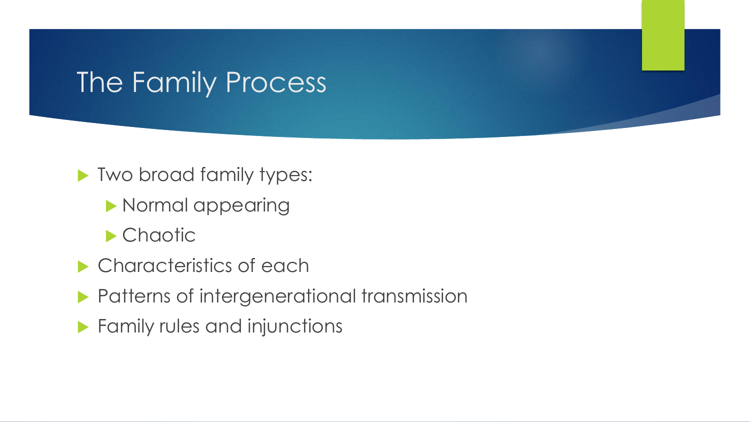# The Family Process

- Two broad family types:
  - Normal appearing
  - Chaotic
- Characteristics of each
- Patterns of intergenerational transmission
- Family rules and injunctions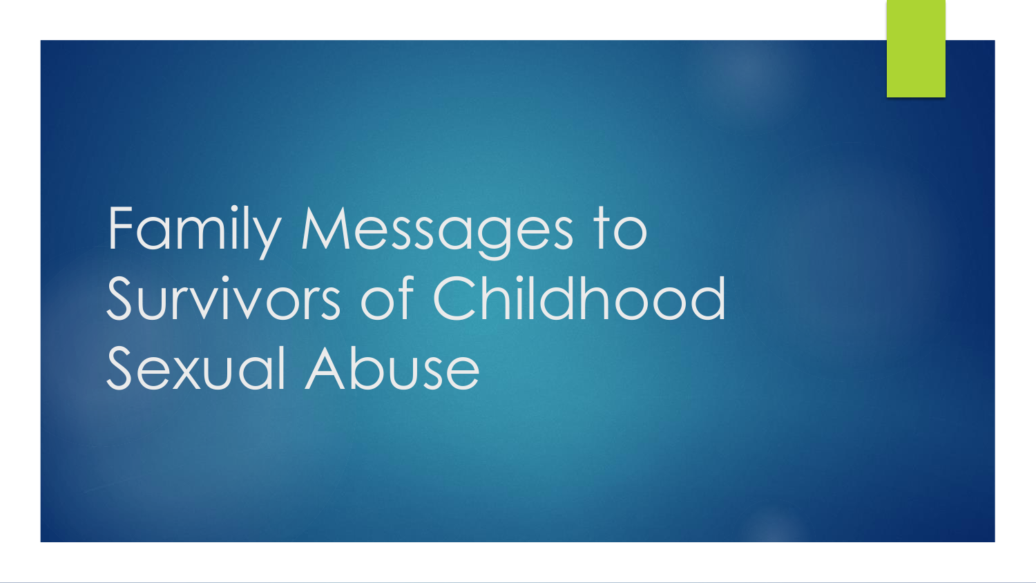# Family Messages to Survivors of Childhood Sexual Abuse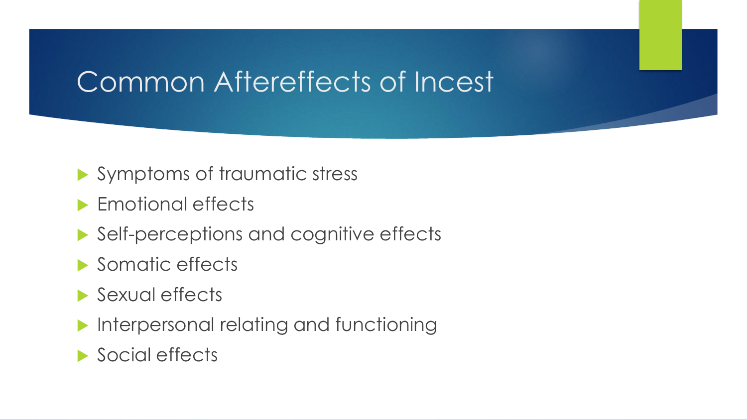# Common Aftereffects of Incest

- Symptoms of traumatic stress
- Emotional effects
- Self-perceptions and cognitive effects
- Somatic effects
- Sexual effects
- Interpersonal relating and functioning
- Social effects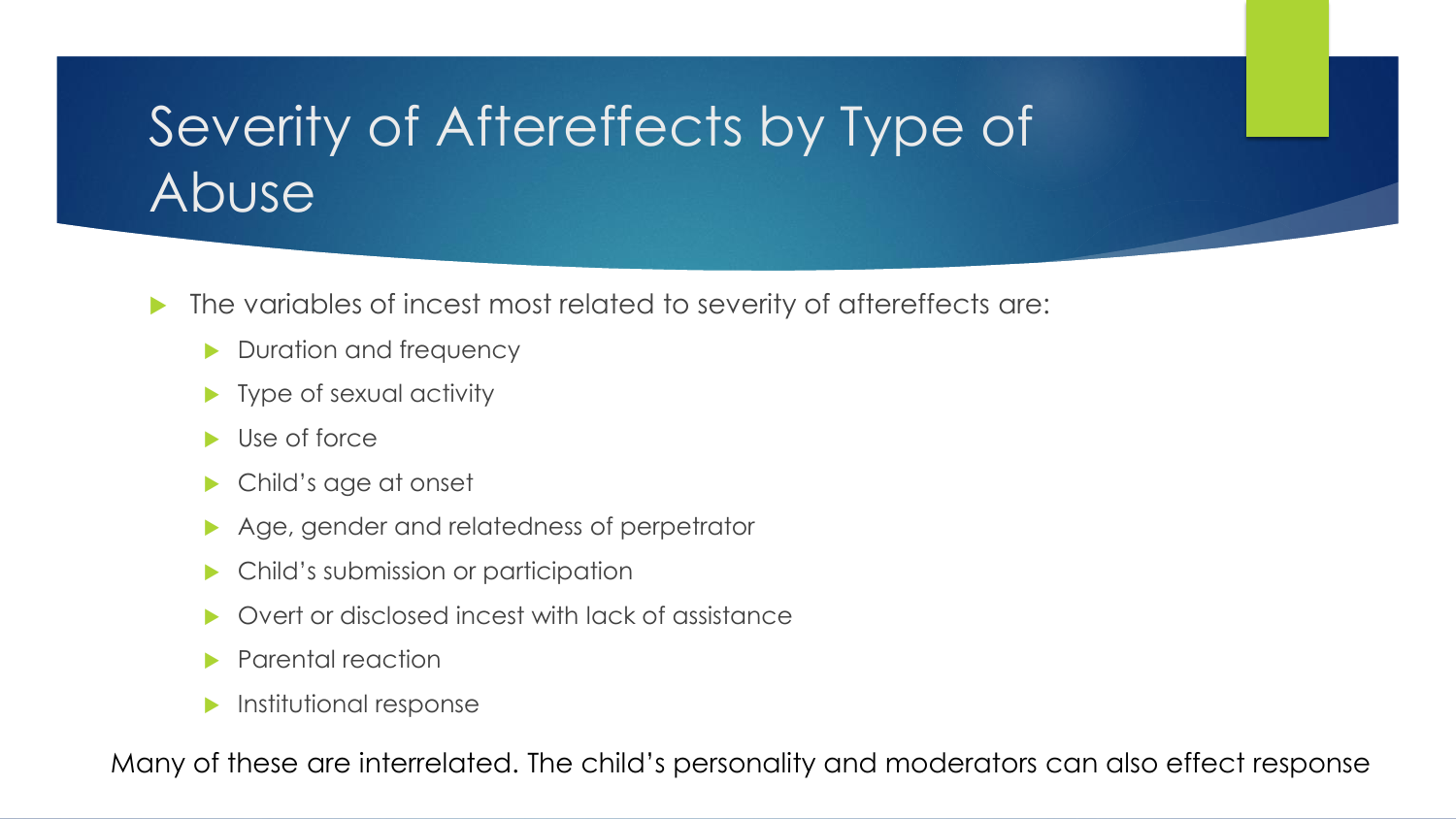# Severity of Aftereffects by Type of Abuse

- The variables of incest most related to severity of aftereffects are:
  - Duration and frequency
  - Type of sexual activity
  - Use of force
  - Child's age at onset
  - Age, gender and relatedness of perpetrator
  - Child's submission or participation
  - Overt or disclosed incest with lack of assistance
  - Parental reaction
  - Institutional response

Many of these are interrelated. The child's personality and moderators can also effect response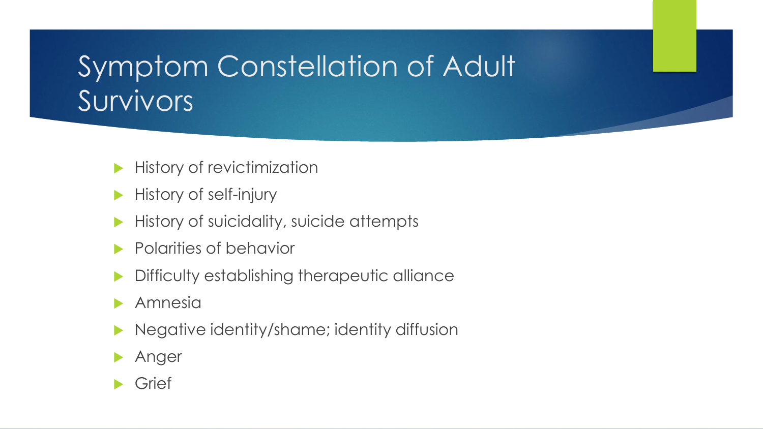# Symptom Constellation of Adult Survivors

- History of revictimization
- History of self-injury
- History of suicidality, suicide attempts
- Polarities of behavior
- Difficulty establishing therapeutic alliance
- Amnesia
- Negative identity/shame; identity diffusion
- Anger
- Grief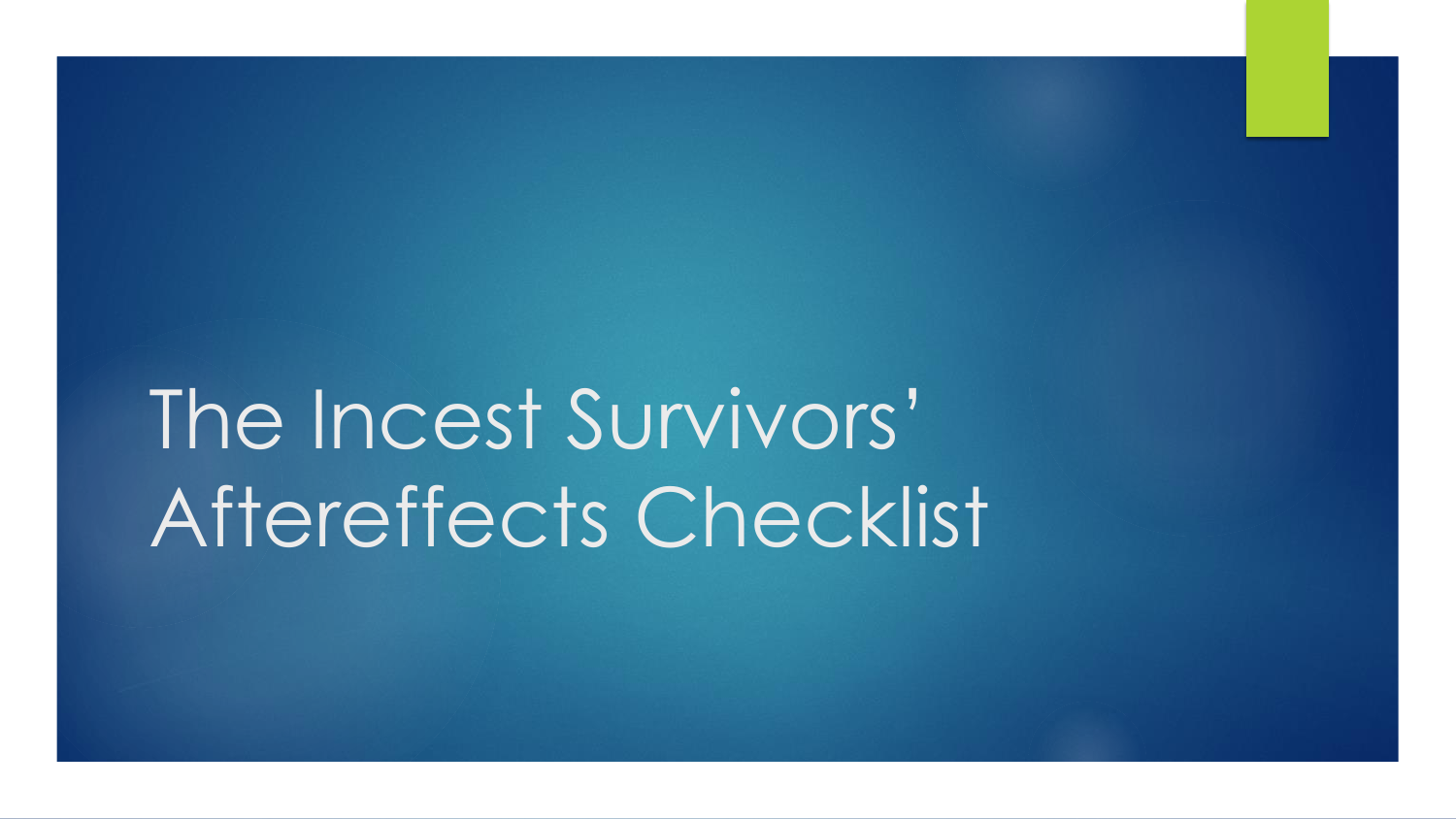# The Incest Survivors' Aftereffects Checklist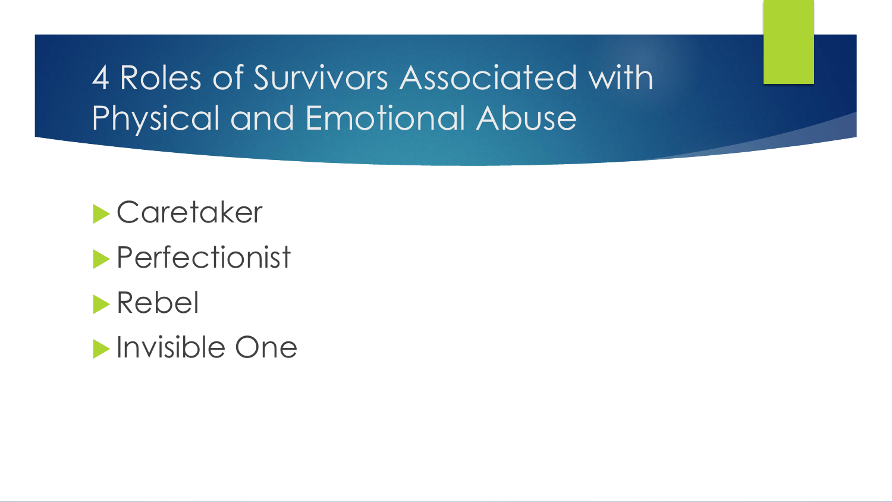# 4 Roles of Survivors Associated with Physical and Emotional Abuse

- Caretaker
- Perfectionist
- Rebel
- Invisible One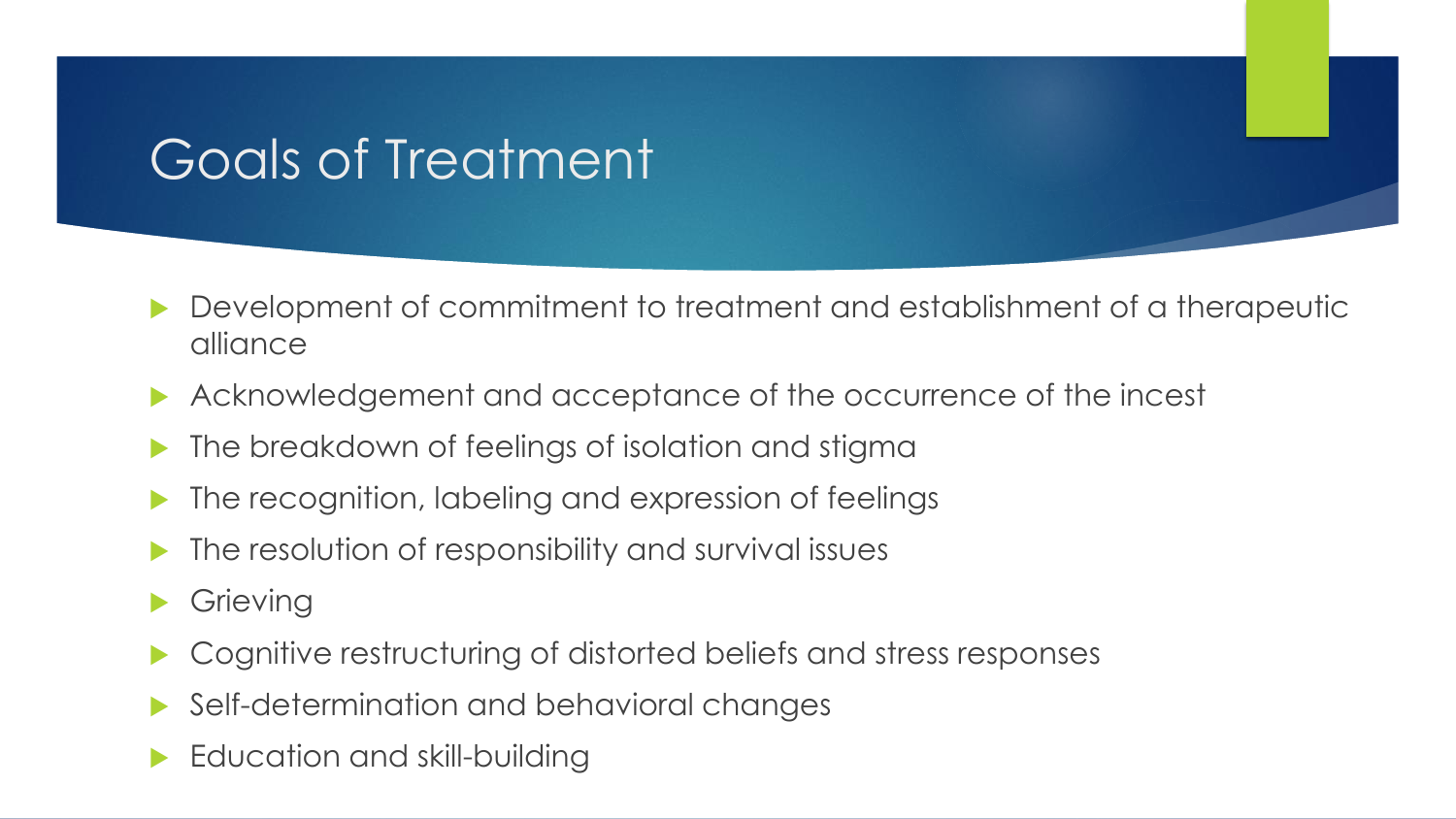# Goals of Treatment

- Development of commitment to treatment and establishment of a therapeutic alliance
- Acknowledgement and acceptance of the occurrence of the incest
- The breakdown of feelings of isolation and stigma
- The recognition, labeling and expression of feelings
- The resolution of responsibility and survival issues
- Grieving
- Cognitive restructuring of distorted beliefs and stress responses
- Self-determination and behavioral changes
- Education and skill-building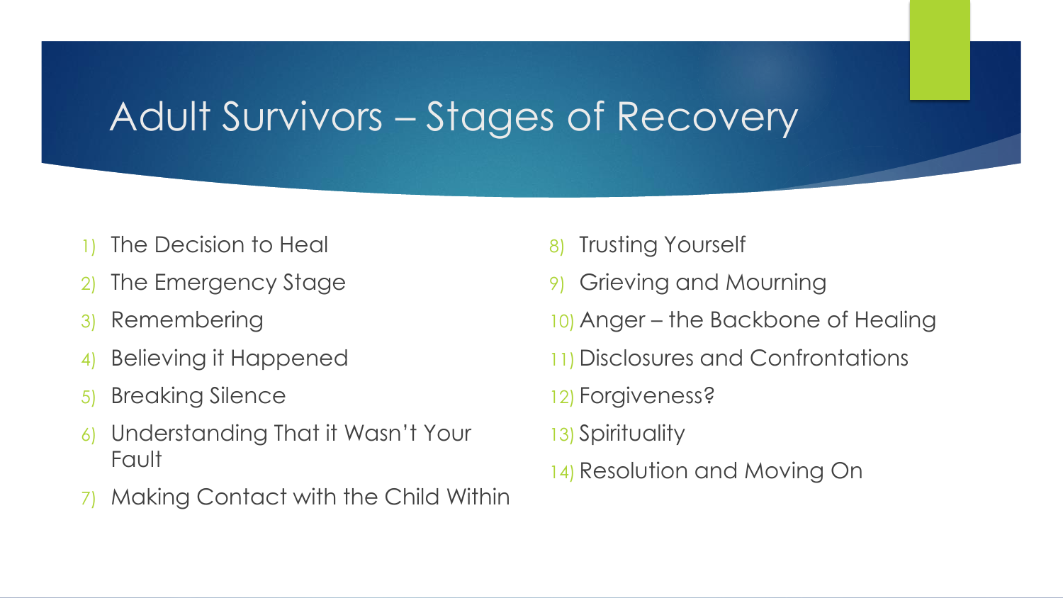# Adult Survivors – Stages of Recovery

1) The Decision to Heal
2) The Emergency Stage
3) Remembering
4) Believing it Happened
5) Breaking Silence
6) Understanding That it Wasn't Your Fault
7) Making Contact with the Child Within
8) Trusting Yourself
9) Grieving and Mourning
10) Anger – the Backbone of Healing
11) Disclosures and Confrontations
12) Forgiveness?
13) Spirituality
14) Resolution and Moving On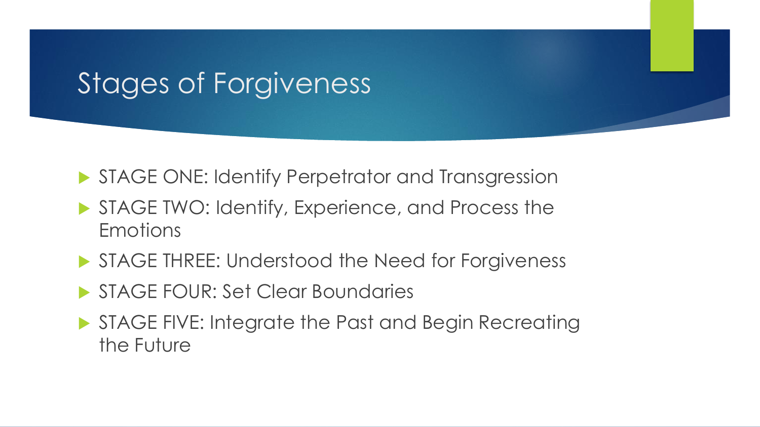# Stages of Forgiveness

- STAGE ONE: Identify Perpetrator and Transgression
- STAGE TWO: Identify, Experience, and Process the Emotions
- STAGE THREE: Understood the Need for Forgiveness
- STAGE FOUR: Set Clear Boundaries
- STAGE FIVE: Integrate the Past and Begin Recreating the Future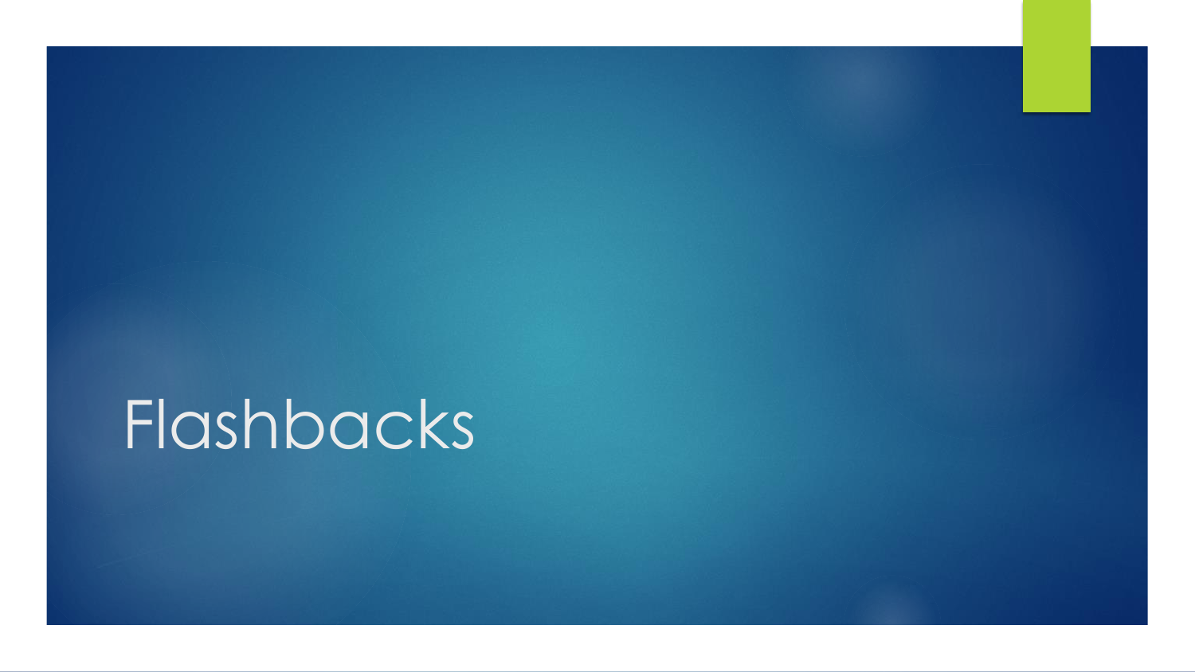# Flashbacks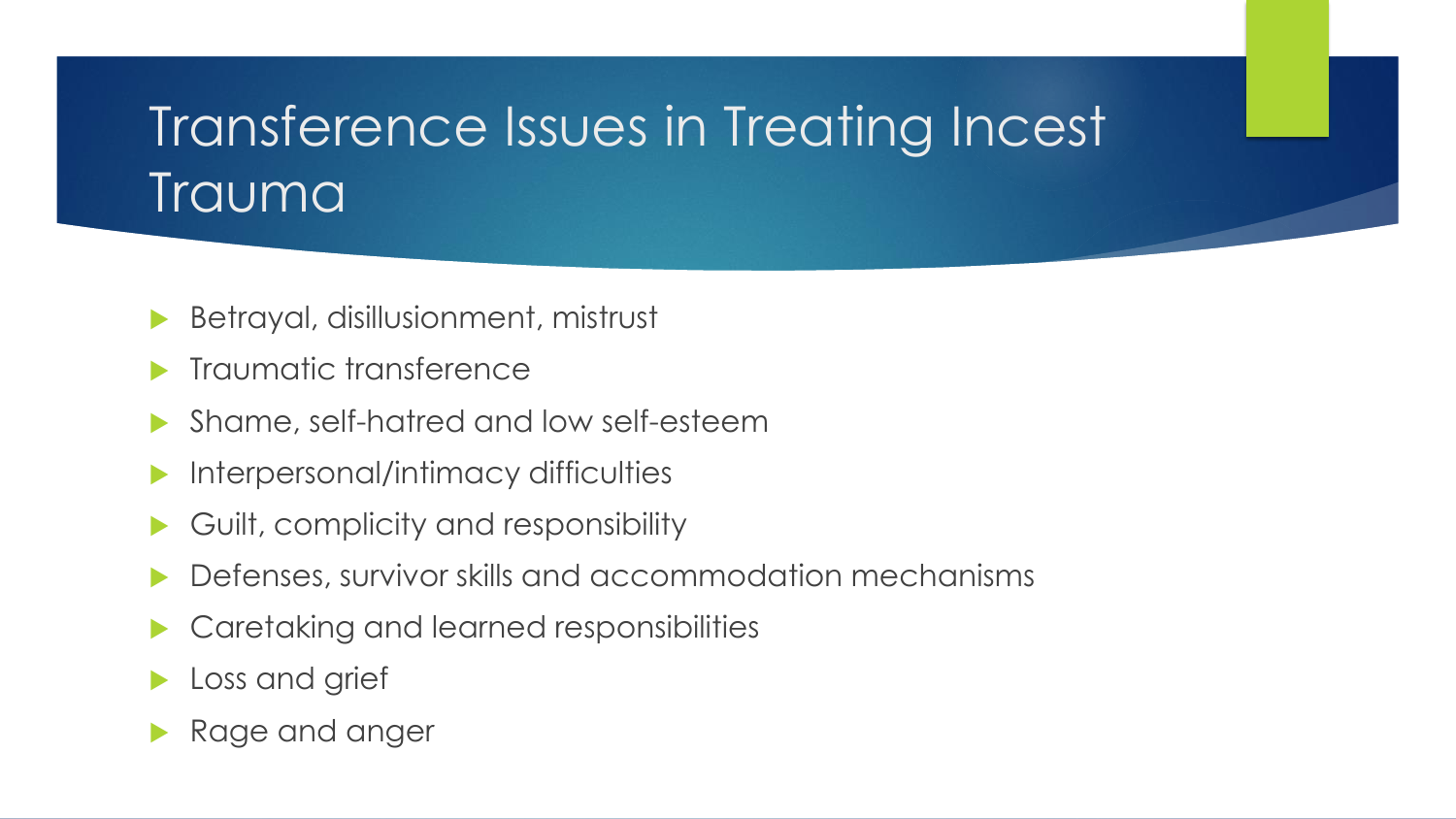# Transference Issues in Treating Incest Trauma

- Betrayal, disillusionment, mistrust
- Traumatic transference
- Shame, self-hatred and low self-esteem
- Interpersonal/intimacy difficulties
- Guilt, complicity and responsibility
- Defenses, survivor skills and accommodation mechanisms
- Caretaking and learned responsibilities
- Loss and grief
- Rage and anger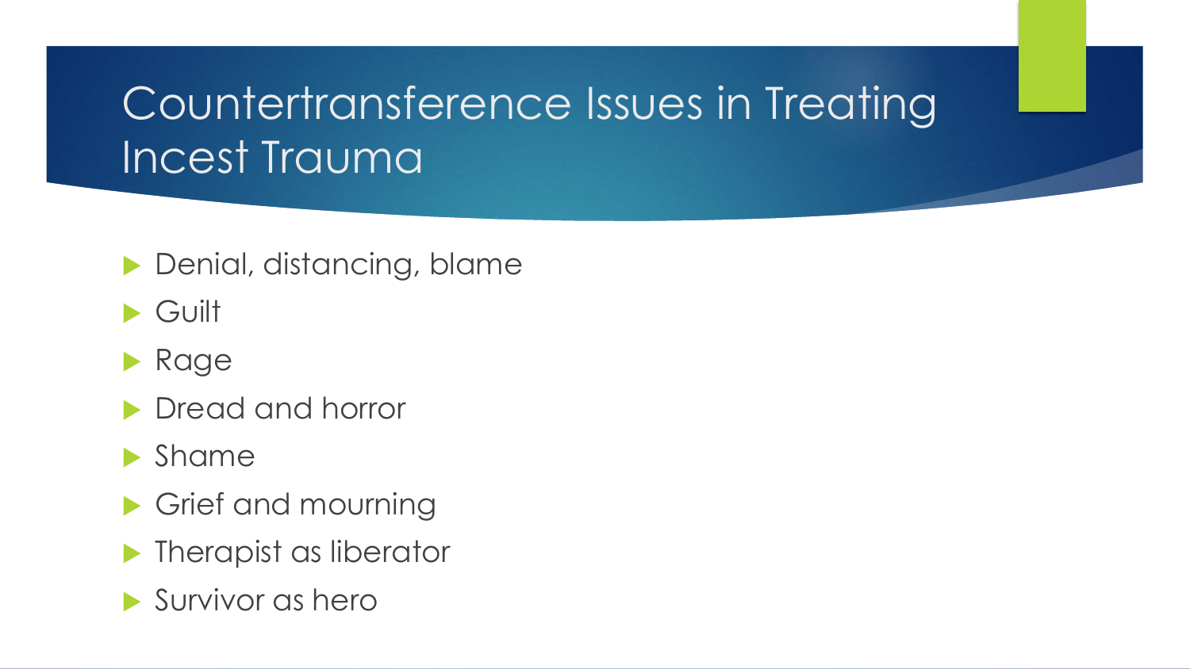# Countertransference Issues in Treating Incest Trauma

- Denial, distancing, blame
- Guilt
- Rage
- Dread and horror
- Shame
- Grief and mourning
- Therapist as liberator
- Survivor as hero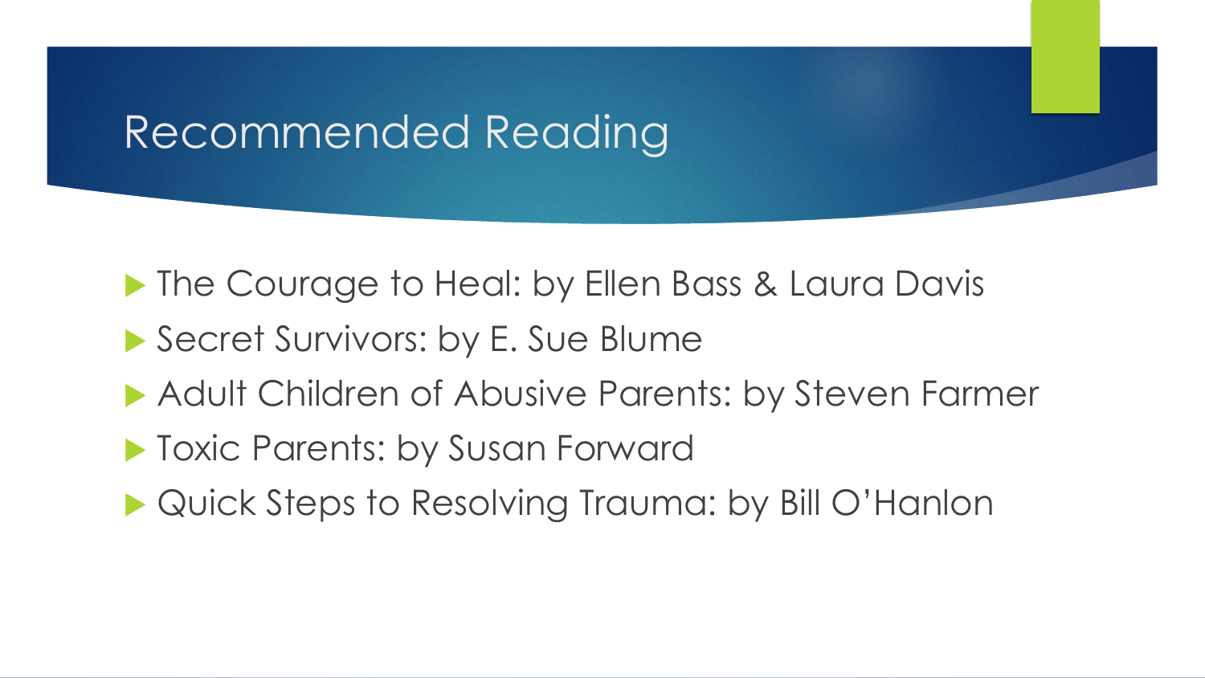# Recommended Reading

- The Courage to Heal: by Ellen Bass & Laura Davis
- Secret Survivors: by E. Sue Blume
- Adult Children of Abusive Parents: by Steven Farmer
- Toxic Parents: by Susan Forward
- Quick Steps to Resolving Trauma: by Bill O'Hanlon